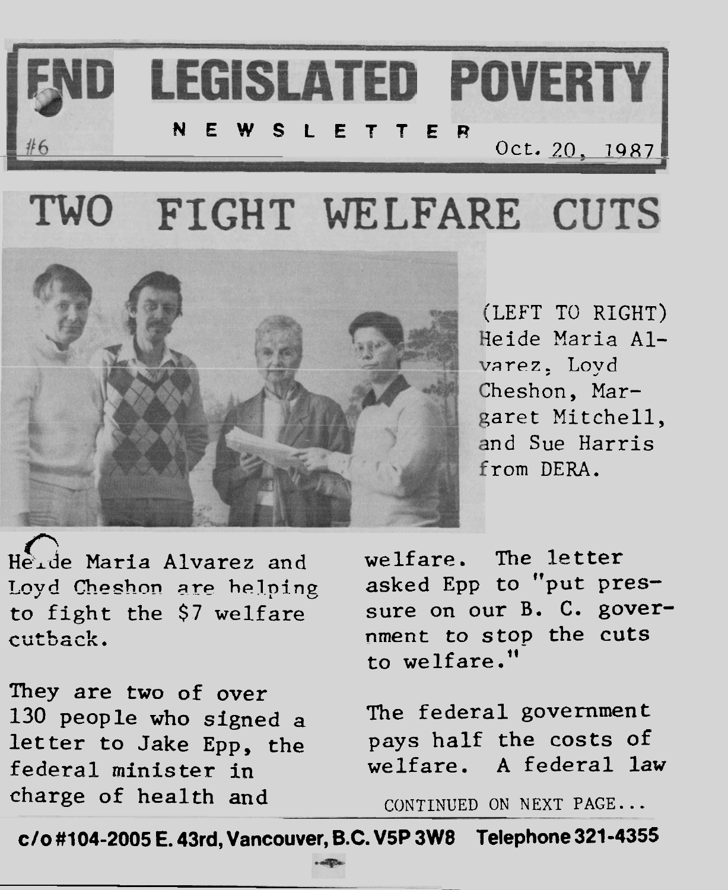# END LEGISLATED POVERTY

**NEWSLETTER**

#6 Oct. 20, 1987

# TWO FIGHT WELFARE CUTS

(LEFT TO RIGHT) Heide Maria Alvarez, Loyd Cheshon, Margaret Mitchell, and Sue Harris from DERA.

Heide Maria Alvarez and Loyd Cheshon are helping to fight the $7 welfare cutback.

They are two of over 130 people who signed a letter to Jake Epp, the federal minister in charge of health and welfare. The letter asked Epp to "put pressure on our B. C. government to stop the cuts to welfare."

The federal government pays half the costs of welfare. A federal law

CONTINUED ON NEXT PAGE...

c/o #104-2005 E. 43rd, Vancouver, B.C. V5P 3W8 Telephone 321-4355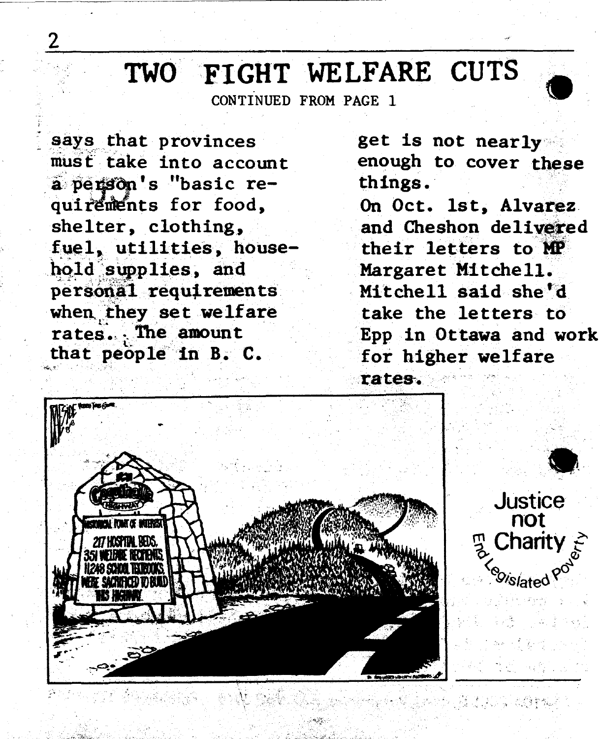# TWO FIGHT WELFARE CUTS

CONTINUED FROM PAGE 1

says that provinces must take into account a person's "basic requirements for food, shelter, clothing, fuel, utilities, household supplies, and personal requirements when they set welfare rates. The amount that people in B. C. get is not nearly enough to cover these things.

On Oct. 1st, Alvarez and Cheshon delivered their letters to MP Margaret Mitchell. Mitchell said she'd take the letters to Epp in Ottawa and work for higher welfare rates.

Justice not Charity

End Legislated Poverty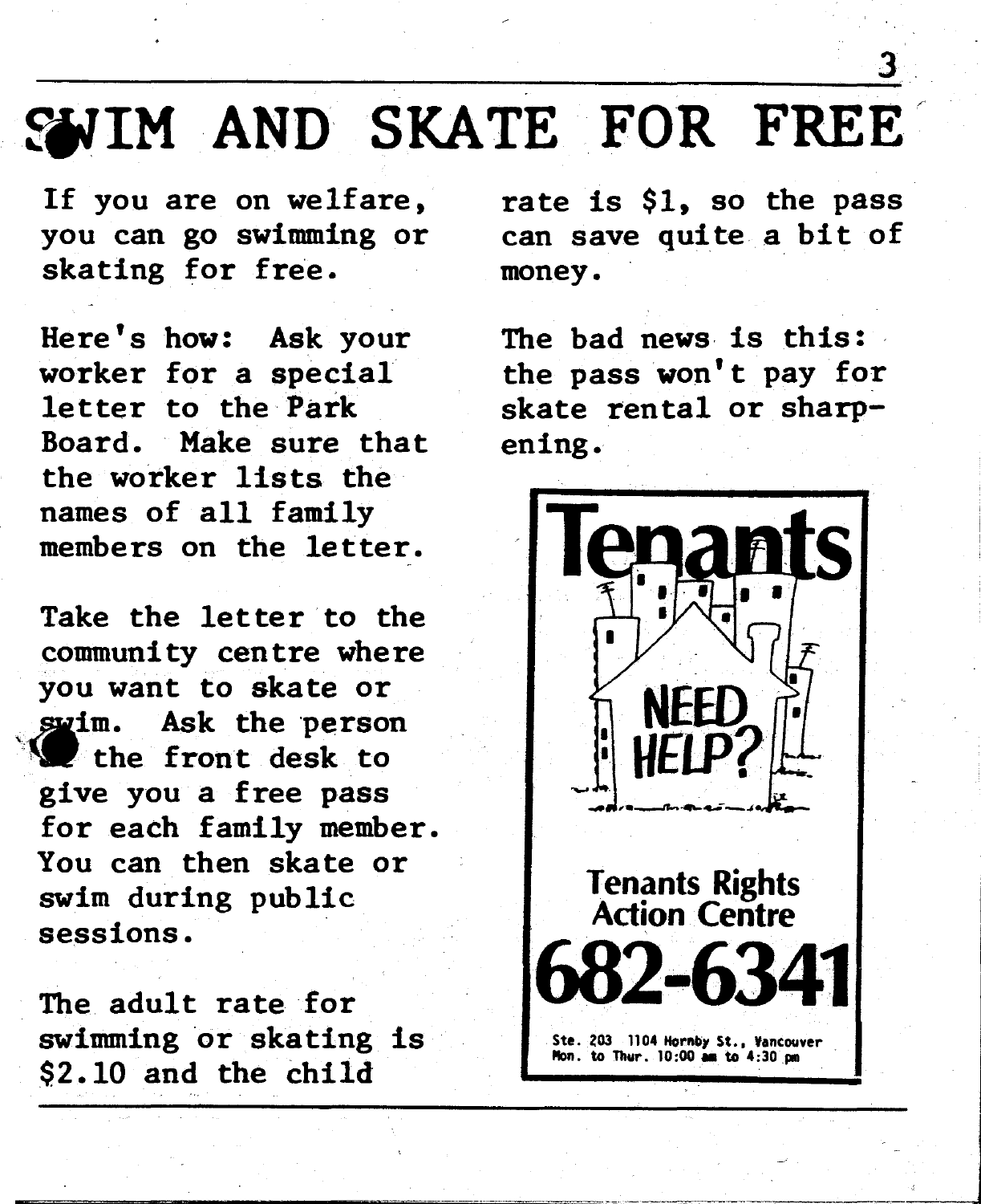# SWIM AND SKATE FOR FREE

If you are on welfare, you can go swimming or skating for free.

Here's how: Ask your worker for a special letter to the Park Board. Make sure that the worker lists the names of all family members on the letter.

Take the letter to the community centre where you want to skate or swim. Ask the person at the front desk to give you a free pass for each family member. You can then skate or swim during public sessions.

The adult rate for swimming or skating is $2.10 and the child rate is $1, so the pass can save quite a bit of money.

The bad news is this: the pass won't pay for skate rental or sharpening.

**Tenants**

**NEED HELP?**

**Tenants Rights Action Centre**

**682-6341**

Ste. 203 1104 Hornby St., Vancouver
Mon. to Thur. 10:00 am to 4:30 pm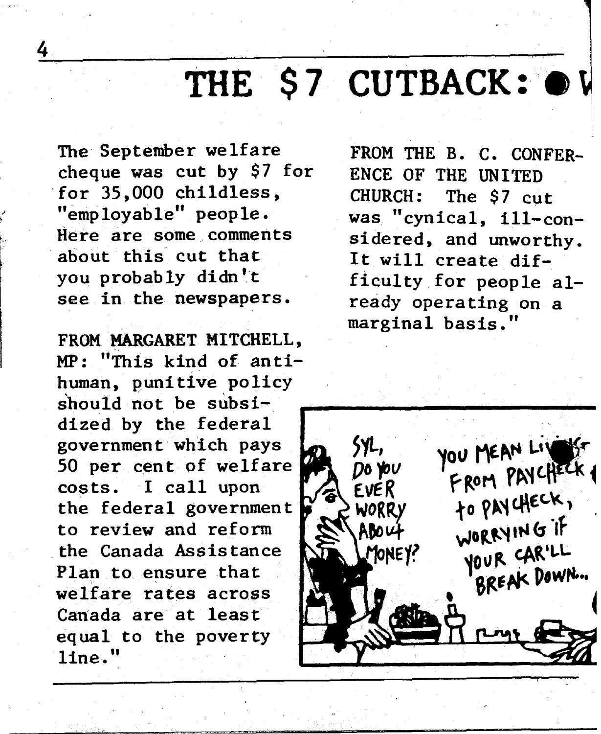# THE $7 CUTBACK:

The September welfare cheque was cut by $7 for for 35,000 childless, "employable" people. Here are some comments about this cut that you probably didn't see in the newspapers.

FROM MARGARET MITCHELL, MP: "This kind of anti-human, punitive policy should not be subsidized by the federal government which pays 50 per cent of welfare costs. I call upon the federal government to review and reform the Canada Assistance Plan to ensure that welfare rates across Canada are at least equal to the poverty line."

FROM THE B. C. CONFERENCE OF THE UNITED CHURCH: The $7 cut was "cynical, ill-considered, and unworthy. It will create difficulty for people already operating on a marginal basis."

SYL, DO YOU EVER WORRY ABOUT MONEY?

YOU MEAN LIVING FROM PAYCHECK TO PAYCHECK, WORRYING IF YOUR CAR'LL BREAK DOWN...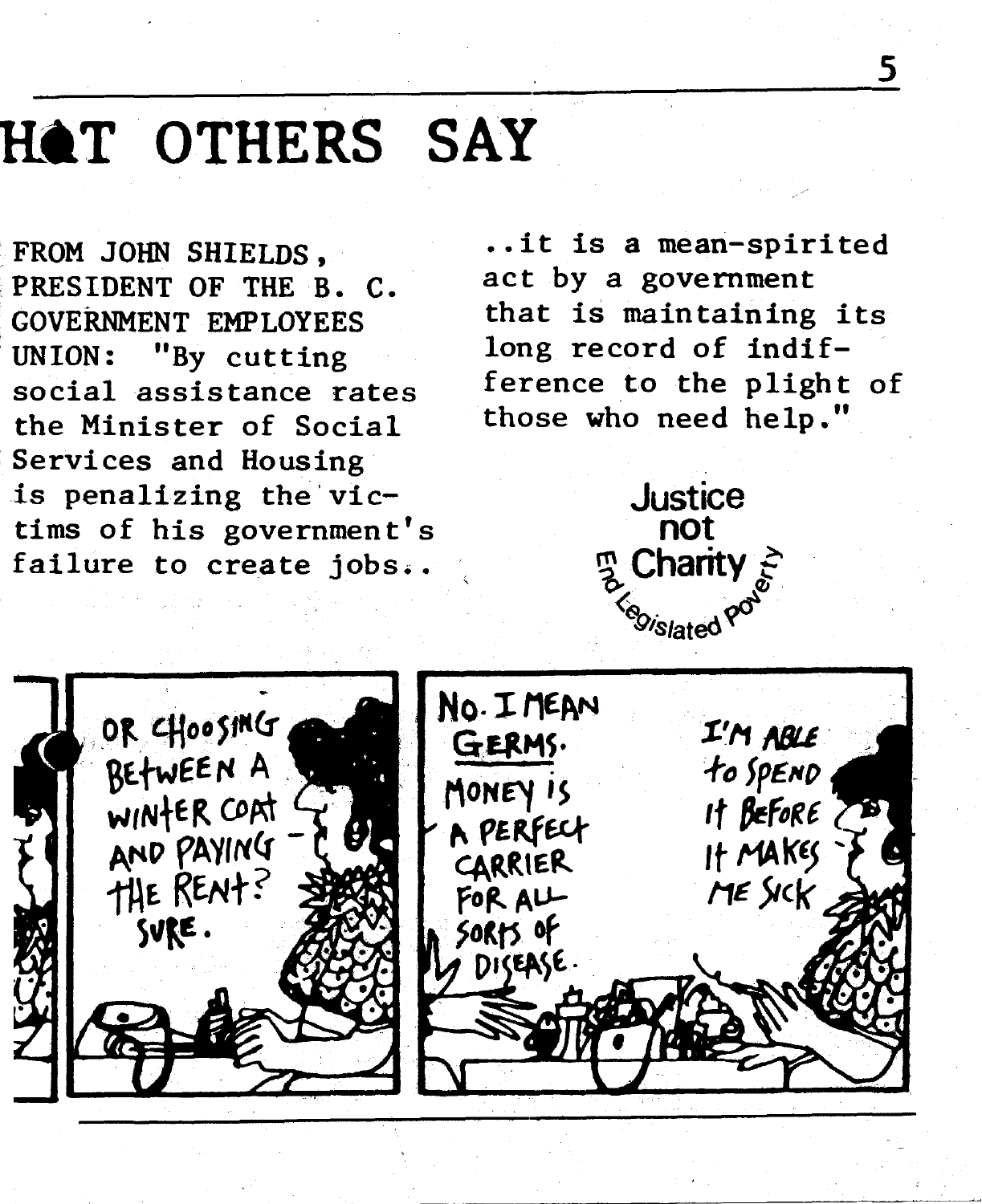# WHAT OTHERS SAY

FROM JOHN SHIELDS, PRESIDENT OF THE B. C. GOVERNMENT EMPLOYEES UNION: "By cutting social assistance rates the Minister of Social Services and Housing is penalizing the victims of his government's failure to create jobs.. ..it is a mean-spirited act by a government that is maintaining its long record of indifference to the plight of those who need help."

Justice not Charity

End Legislated Poverty

OR CHOOSING BETWEEN A WINTER COAT AND PAYING THE RENT? SURE.

NO. I MEAN GERMS. MONEY IS A PERFECT CARRIER FOR ALL SORTS OF DISEASE.

I'M ABLE to SPEND IT BEFORE IT MAKES ME SICK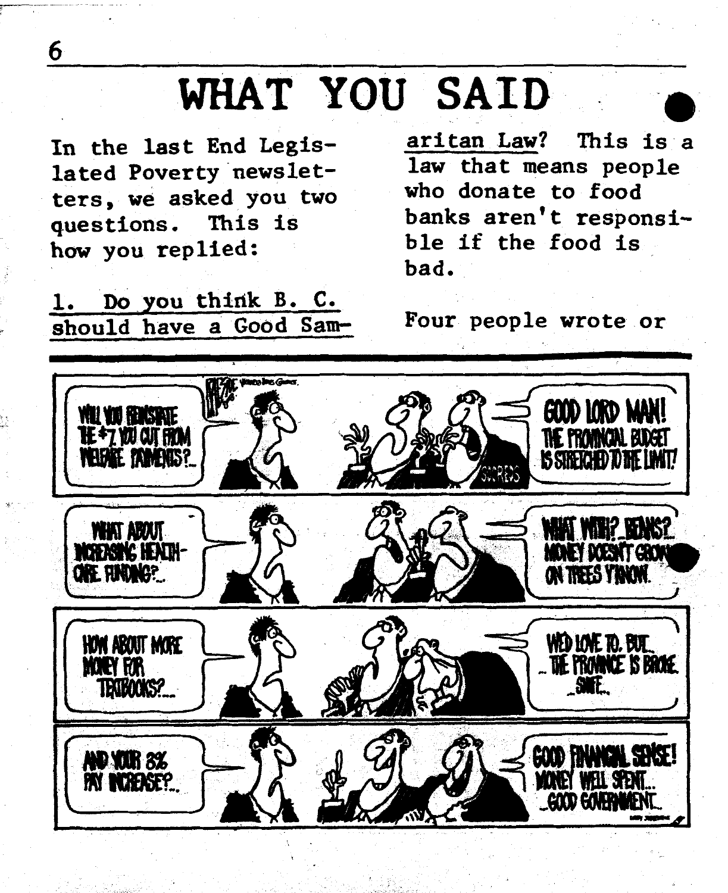# WHAT YOU SAID

In the last End Legislated Poverty newsletters, we asked you two questions. This is how you replied:

1. Do you think B. C. should have a Good Samaritan Law? This is a law that means people who donate to food banks aren't responsible if the food is bad.

Four people wrote or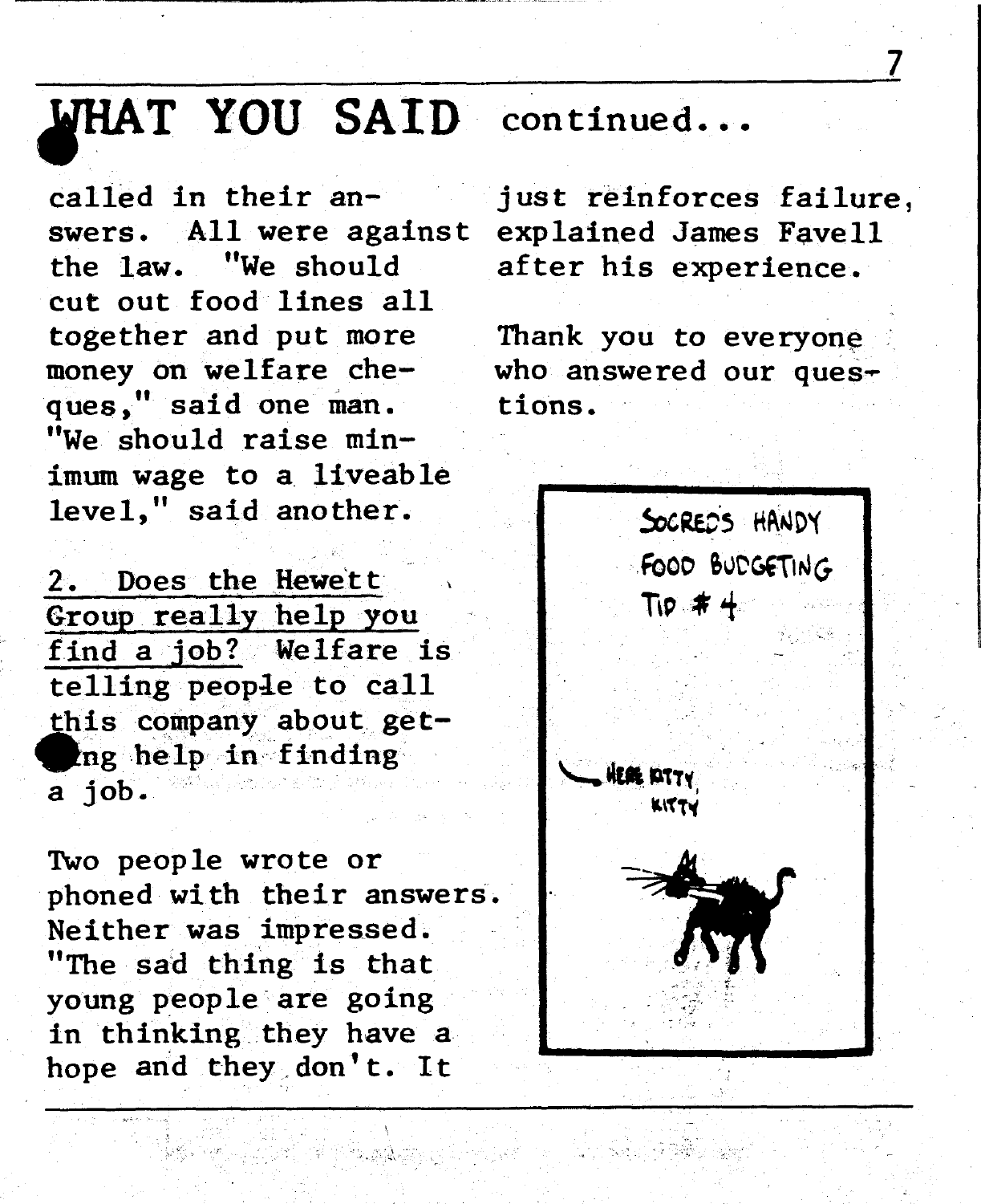# WHAT YOU SAID continued...

called in their answers. All were against the law. "We should cut out food lines all together and put more money on welfare cheques," said one man. "We should raise minimum wage to a liveable level," said another.

2. Does the Hewett Group really help you find a job? Welfare is telling people to call this company about getting help in finding a job.

Two people wrote or phoned with their answers. Neither was impressed. "The sad thing is that young people are going in thinking they have a hope and they don't. It just reinforces failure, explained James Favell after his experience.

Thank you to everyone who answered our questions.

SOCRED'S HANDY FOOD BUDGETING TIP # 4

HERE KITTY, KITTY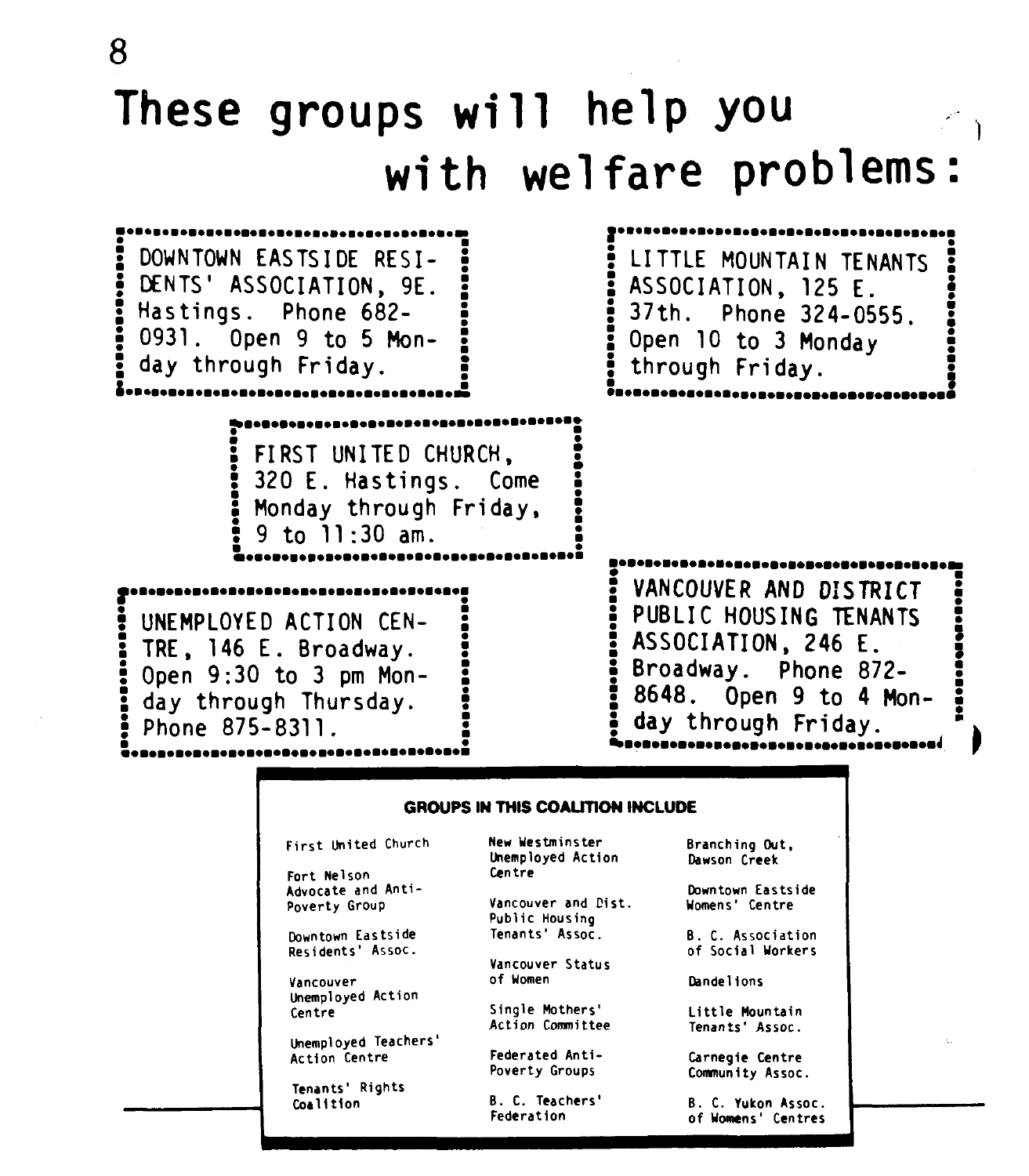# These groups will help you with welfare problems:

DOWNTOWN EASTSIDE RESIDENTS' ASSOCIATION, 9E. Hastings. Phone 682-0931. Open 9 to 5 Monday through Friday.

LITTLE MOUNTAIN TENANTS ASSOCIATION, 125 E. 37th. Phone 324-0555. Open 10 to 3 Monday through Friday.

FIRST UNITED CHURCH, 320 E. Hastings. Come Monday through Friday, 9 to 11:30 am.

UNEMPLOYED ACTION CENTRE, 146 E. Broadway. Open 9:30 to 3 pm Monday through Thursday. Phone 875-8311.

VANCOUVER AND DISTRICT PUBLIC HOUSING TENANTS ASSOCIATION, 246 E. Broadway. Phone 872-8648. Open 9 to 4 Monday through Friday.

**GROUPS IN THIS COALITION INCLUDE**

First United Church

Fort Nelson Advocate and Anti-Poverty Group

Downtown Eastside Residents' Assoc.

Vancouver Unemployed Action Centre

Unemployed Teachers' Action Centre

Tenants' Rights Coalition

New Westminster Unemployed Action Centre

Vancouver and Dist. Public Housing Tenants' Assoc.

Vancouver Status of Women

Single Mothers' Action Committee

Federated Anti-Poverty Groups

B. C. Teachers' Federation

Branching Out, Dawson Creek

Downtown Eastside Womens' Centre

B. C. Association of Social Workers

Dandelions

Little Mountain Tenants' Assoc.

Carnegie Centre Community Assoc.

B. C. Yukon Assoc. of Womens' Centres